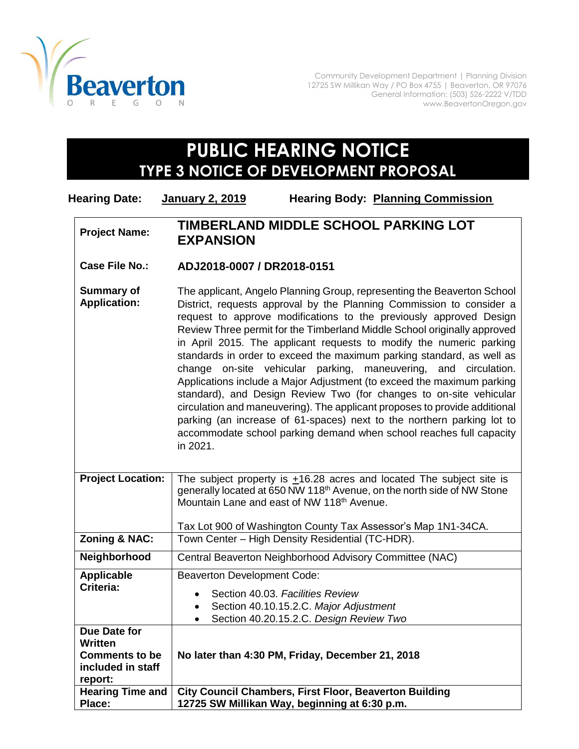Community Development Department | Planning Division
12725 SW Millikan Way / PO Box 4755 | Beaverton, OR 97076
General Information: (503) 526-2222 V/TDD
www.BeavertonOregon.gov

# PUBLIC HEARING NOTICE
## TYPE 3 NOTICE OF DEVELOPMENT PROPOSAL

**Hearing Date:** January 2, 2019 **Hearing Body:** Planning Commission

| | |
|---|---|
| **Project Name:** | **TIMBERLAND MIDDLE SCHOOL PARKING LOT EXPANSION** |
| **Case File No.:** | **ADJ2018-0007 / DR2018-0151** |
| **Summary of Application:** | The applicant, Angelo Planning Group, representing the Beaverton School District, requests approval by the Planning Commission to consider a request to approve modifications to the previously approved Design Review Three permit for the Timberland Middle School originally approved in April 2015. The applicant requests to modify the numeric parking standards in order to exceed the maximum parking standard, as well as change on-site vehicular parking, maneuvering, and circulation. Applications include a Major Adjustment (to exceed the maximum parking standard), and Design Review Two (for changes to on-site vehicular circulation and maneuvering). The applicant proposes to provide additional parking (an increase of 61-spaces) next to the northern parking lot to accommodate school parking demand when school reaches full capacity in 2021. |
| **Project Location:** | The subject property is ±16.28 acres and located The subject site is generally located at 650 NW 118th Avenue, on the north side of NW Stone Mountain Lane and east of NW 118th Avenue.<br><br>Tax Lot 900 of Washington County Tax Assessor's Map 1N1-34CA. |
| **Zoning & NAC:** | Town Center – High Density Residential (TC-HDR). |
| **Neighborhood** | Central Beaverton Neighborhood Advisory Committee (NAC) |
| **Applicable Criteria:** | Beaverton Development Code:<br>• Section 40.03. *Facilities Review*<br>• Section 40.10.15.2.C. *Major Adjustment*<br>• Section 40.20.15.2.C. *Design Review Two* |
| **Due Date for Written Comments to be included in staff report:** | **No later than 4:30 PM, Friday, December 21, 2018** |
| **Hearing Time and Place:** | **City Council Chambers, First Floor, Beaverton Building 12725 SW Millikan Way, beginning at 6:30 p.m.** |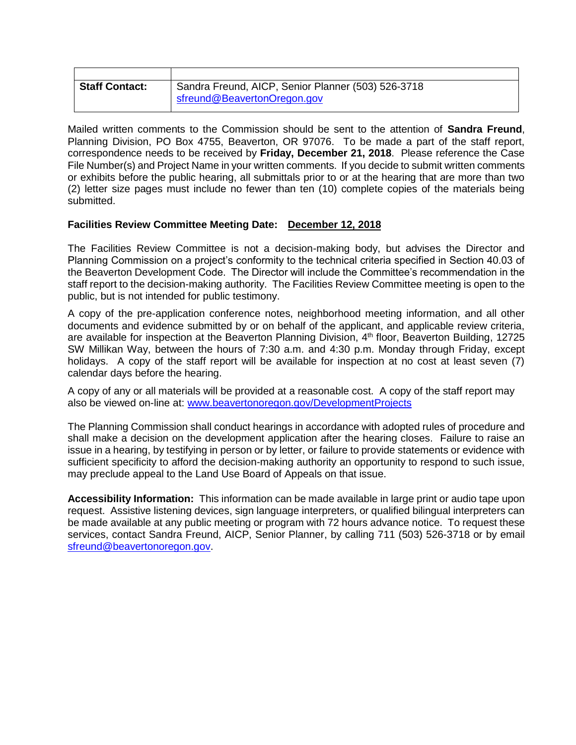| | |
|---|---|
| **Staff Contact:** | Sandra Freund, AICP, Senior Planner (503) 526-3718 sfreund@BeavertonOregon.gov |

Mailed written comments to the Commission should be sent to the attention of **Sandra Freund**, Planning Division, PO Box 4755, Beaverton, OR 97076. To be made a part of the staff report, correspondence needs to be received by **Friday, December 21, 2018**. Please reference the Case File Number(s) and Project Name in your written comments. If you decide to submit written comments or exhibits before the public hearing, all submittals prior to or at the hearing that are more than two (2) letter size pages must include no fewer than ten (10) complete copies of the materials being submitted.

**Facilities Review Committee Meeting Date: December 12, 2018**

The Facilities Review Committee is not a decision-making body, but advises the Director and Planning Commission on a project's conformity to the technical criteria specified in Section 40.03 of the Beaverton Development Code. The Director will include the Committee's recommendation in the staff report to the decision-making authority. The Facilities Review Committee meeting is open to the public, but is not intended for public testimony.

A copy of the pre-application conference notes, neighborhood meeting information, and all other documents and evidence submitted by or on behalf of the applicant, and applicable review criteria, are available for inspection at the Beaverton Planning Division, 4th floor, Beaverton Building, 12725 SW Millikan Way, between the hours of 7:30 a.m. and 4:30 p.m. Monday through Friday, except holidays. A copy of the staff report will be available for inspection at no cost at least seven (7) calendar days before the hearing.

A copy of any or all materials will be provided at a reasonable cost. A copy of the staff report may also be viewed on-line at: www.beavertonoregon.gov/DevelopmentProjects

The Planning Commission shall conduct hearings in accordance with adopted rules of procedure and shall make a decision on the development application after the hearing closes. Failure to raise an issue in a hearing, by testifying in person or by letter, or failure to provide statements or evidence with sufficient specificity to afford the decision-making authority an opportunity to respond to such issue, may preclude appeal to the Land Use Board of Appeals on that issue.

**Accessibility Information:** This information can be made available in large print or audio tape upon request. Assistive listening devices, sign language interpreters, or qualified bilingual interpreters can be made available at any public meeting or program with 72 hours advance notice. To request these services, contact Sandra Freund, AICP, Senior Planner, by calling 711 (503) 526-3718 or by email sfreund@beavertonoregon.gov.